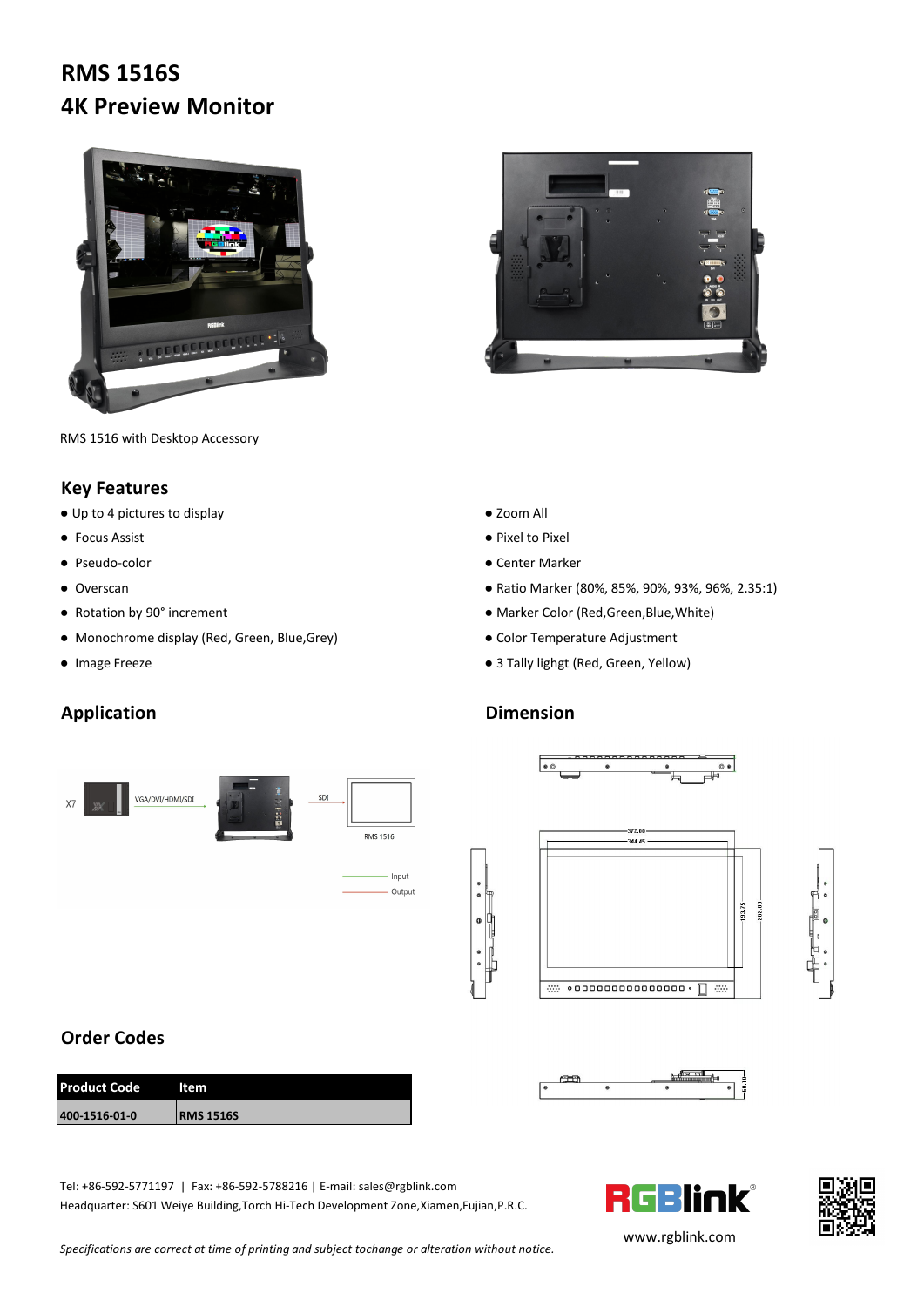# RMS 1516S
# 4K Preview Monitor

RMS 1516 with Desktop Accessory

## Key Features

- Up to 4 pictures to display
- Focus Assist
- Pseudo-color
- Overscan
- Rotation by 90° increment
- Monochrome display (Red, Green, Blue,Grey)
- Image Freeze
- Zoom All
- Pixel to Pixel
- Center Marker
- Ratio Marker (80%, 85%, 90%, 93%, 96%, 2.35:1)
- Marker Color (Red,Green,Blue,White)
- Color Temperature Adjustment
- 3 Tally lighgt (Red, Green, Yellow)

## Application

X7 — VGA/DVI/HDMI/SDI → SDI → RMS 1516

Input
Output

## Dimension

372.00
344.45
193.75
282.00
50.11

## Order Codes

| Product Code | Item |
| --- | --- |
| 400-1516-01-0 | RMS 1516S |

Tel: +86-592-5771197 | Fax: +86-592-5788216 | E-mail: sales@rgblink.com
Headquarter: S601 Weiye Building,Torch Hi-Tech Development Zone,Xiamen,Fujian,P.R.C.

RGBlink®
www.rgblink.com

*Specifications are correct at time of printing and subject tochange or alteration without notice.*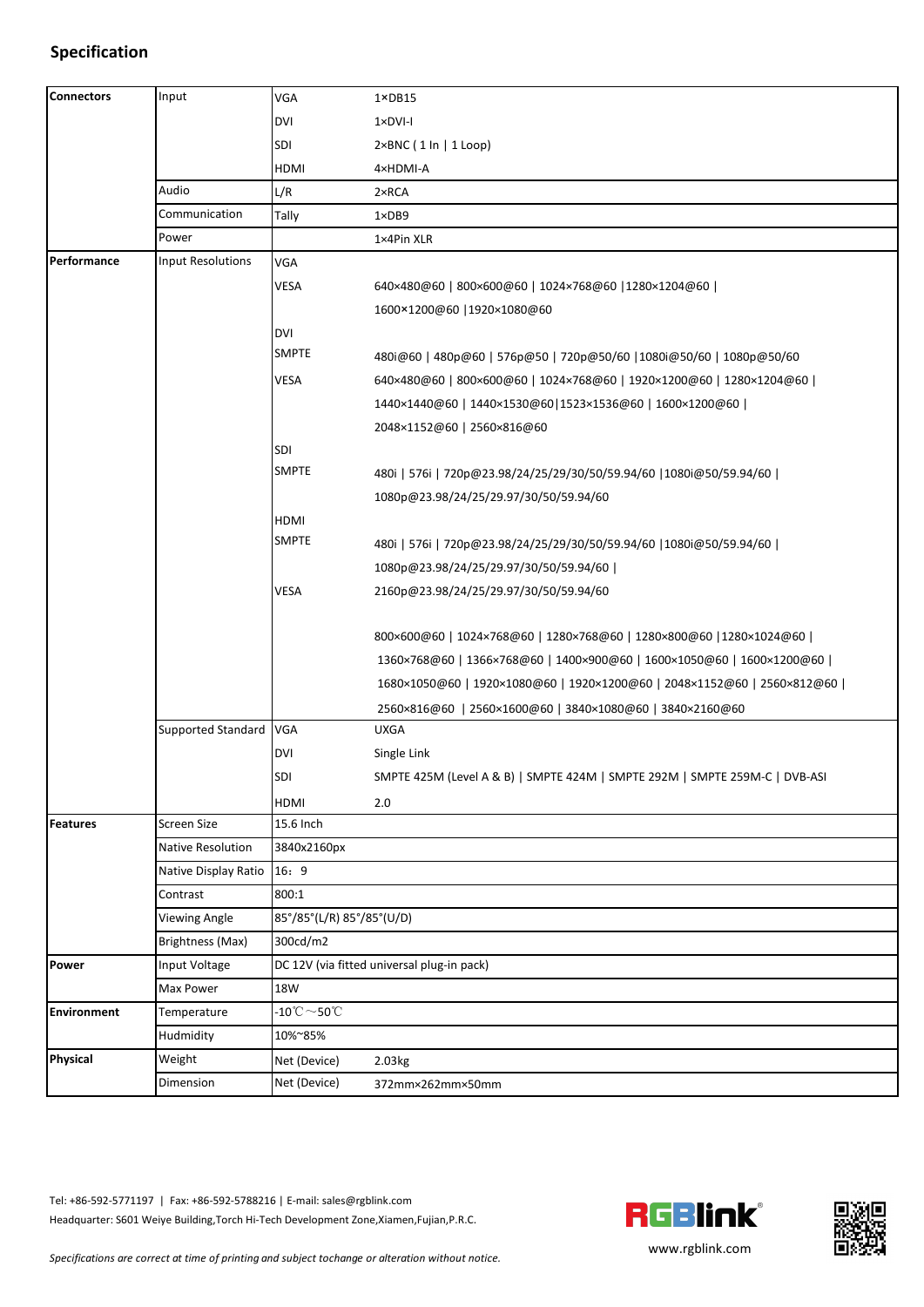## Specification

| | | | |
|---|---|---|---|
| **Connectors** | Input | VGA | 1×DB15 |
| | | DVI | 1×DVI-I |
| | | SDI | 2×BNC ( 1 In \| 1 Loop) |
| | | HDMI | 4×HDMI-A |
| | Audio | L/R | 2×RCA |
| | Communication | Tally | 1×DB9 |
| | Power | | 1×4Pin XLR |
| **Performance** | Input Resolutions | VGA | |
| | | VESA | 640×480@60 \| 800×600@60 \| 1024×768@60 \|1280×1204@60 \| 1600×1200@60 \|1920×1080@60 |
| | | DVI | |
| | | SMPTE | 480i@60 \| 480p@60 \| 576p@50 \| 720p@50/60 \|1080i@50/60 \| 1080p@50/60 |
| | | VESA | 640×480@60 \| 800×600@60 \| 1024×768@60 \| 1920×1200@60 \| 1280×1204@60 \| 1440×1440@60 \| 1440×1530@60\|1523×1536@60 \| 1600×1200@60 \| 2048×1152@60 \| 2560×816@60 |
| | | SDI | |
| | | SMPTE | 480i \| 576i \| 720p@23.98/24/25/29/30/50/59.94/60 \|1080i@50/59.94/60 \| 1080p@23.98/24/25/29.97/30/50/59.94/60 |
| | | HDMI | |
| | | SMPTE | 480i \| 576i \| 720p@23.98/24/25/29/30/50/59.94/60 \|1080i@50/59.94/60 \| 1080p@23.98/24/25/29.97/30/50/59.94/60 \| 2160p@23.98/24/25/29.97/30/50/59.94/60 |
| | | VESA | 800×600@60 \| 1024×768@60 \| 1280×768@60 \| 1280×800@60 \|1280×1024@60 \| 1360×768@60 \| 1366×768@60 \| 1400×900@60 \| 1600×1050@60 \| 1600×1200@60 \| 1680×1050@60 \| 1920×1080@60 \| 1920×1200@60 \| 2048×1152@60 \| 2560×812@60 \| 2560×816@60 \| 2560×1600@60 \| 3840×1080@60 \| 3840×2160@60 |
| | Supported Standard | VGA | UXGA |
| | | DVI | Single Link |
| | | SDI | SMPTE 425M (Level A & B) \| SMPTE 424M \| SMPTE 292M \| SMPTE 259M-C \| DVB-ASI |
| | | HDMI | 2.0 |
| **Features** | Screen Size | 15.6 Inch | |
| | Native Resolution | 3840x2160px | |
| | Native Display Ratio | 16：9 | |
| | Contrast | 800:1 | |
| | Viewing Angle | 85°/85°(L/R) 85°/85°(U/D) | |
| | Brightness (Max) | 300cd/m2 | |
| **Power** | Input Voltage | DC 12V (via fitted universal plug-in pack) | |
| | Max Power | 18W | |
| **Environment** | Temperature | -10℃～50℃ | |
| | Hudmidity | 10%~85% | |
| **Physical** | Weight | Net (Device) | 2.03kg |
| | Dimension | Net (Device) | 372mm×262mm×50mm |

Tel: +86-592-5771197 | Fax: +86-592-5788216 | E-mail: sales@rgblink.com

Headquarter: S601 Weiye Building,Torch Hi-Tech Development Zone,Xiamen,Fujian,P.R.C.

*Specifications are correct at time of printing and subject tochange or alteration without notice.*

RGBlink®

www.rgblink.com